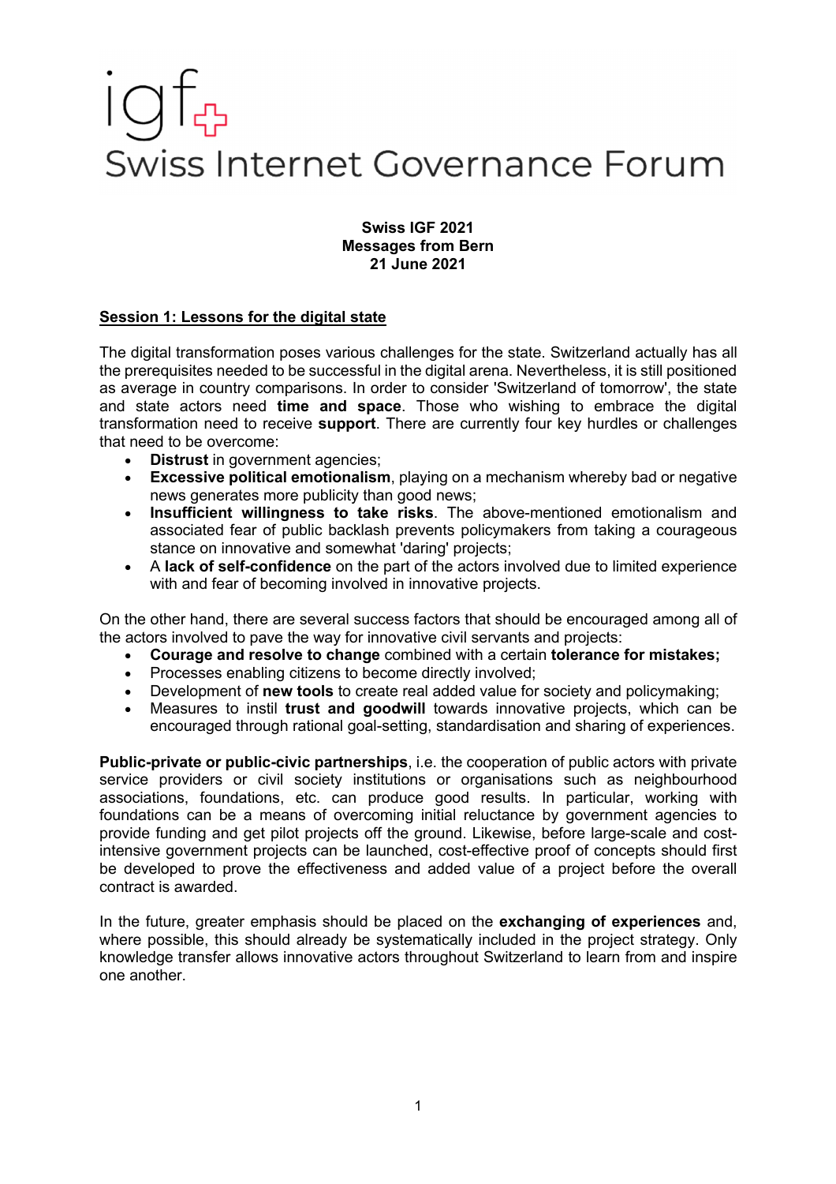# Swiss Internet Governance Forum

**Swiss IGF 2021**
**Messages from Bern**
**21 June 2021**

## Session 1: Lessons for the digital state

The digital transformation poses various challenges for the state. Switzerland actually has all the prerequisites needed to be successful in the digital arena. Nevertheless, it is still positioned as average in country comparisons. In order to consider 'Switzerland of tomorrow', the state and state actors need **time and space**. Those who wishing to embrace the digital transformation need to receive **support**. There are currently four key hurdles or challenges that need to be overcome:

- **Distrust** in government agencies;
- **Excessive political emotionalism**, playing on a mechanism whereby bad or negative news generates more publicity than good news;
- **Insufficient willingness to take risks**. The above-mentioned emotionalism and associated fear of public backlash prevents policymakers from taking a courageous stance on innovative and somewhat 'daring' projects;
- A **lack of self-confidence** on the part of the actors involved due to limited experience with and fear of becoming involved in innovative projects.

On the other hand, there are several success factors that should be encouraged among all of the actors involved to pave the way for innovative civil servants and projects:

- **Courage and resolve to change** combined with a certain **tolerance for mistakes;**
- Processes enabling citizens to become directly involved;
- Development of **new tools** to create real added value for society and policymaking;
- Measures to instil **trust and goodwill** towards innovative projects, which can be encouraged through rational goal-setting, standardisation and sharing of experiences.

**Public-private or public-civic partnerships**, i.e. the cooperation of public actors with private service providers or civil society institutions or organisations such as neighbourhood associations, foundations, etc. can produce good results. In particular, working with foundations can be a means of overcoming initial reluctance by government agencies to provide funding and get pilot projects off the ground. Likewise, before large-scale and cost-intensive government projects can be launched, cost-effective proof of concepts should first be developed to prove the effectiveness and added value of a project before the overall contract is awarded.

In the future, greater emphasis should be placed on the **exchanging of experiences** and, where possible, this should already be systematically included in the project strategy. Only knowledge transfer allows innovative actors throughout Switzerland to learn from and inspire one another.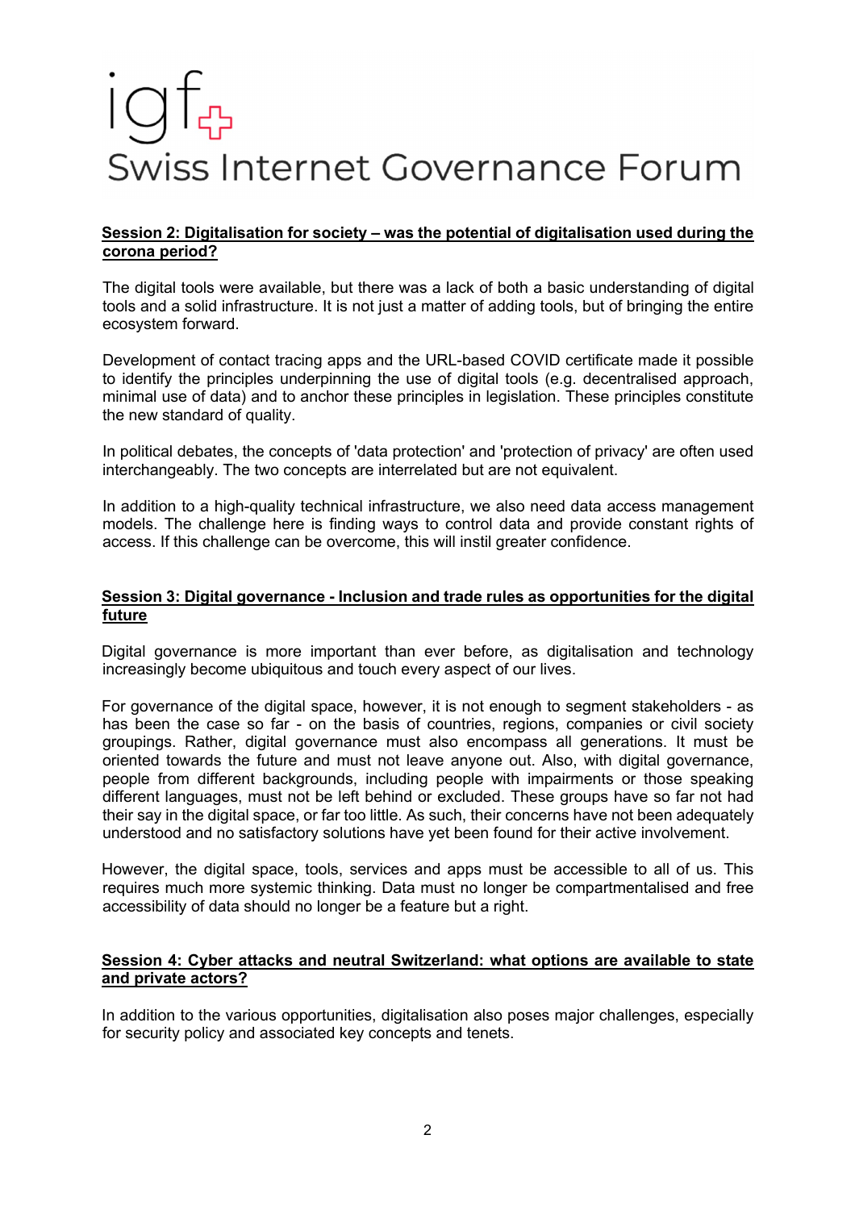# Swiss Internet Governance Forum

**Session 2: Digitalisation for society – was the potential of digitalisation used during the corona period?**

The digital tools were available, but there was a lack of both a basic understanding of digital tools and a solid infrastructure. It is not just a matter of adding tools, but of bringing the entire ecosystem forward.

Development of contact tracing apps and the URL-based COVID certificate made it possible to identify the principles underpinning the use of digital tools (e.g. decentralised approach, minimal use of data) and to anchor these principles in legislation. These principles constitute the new standard of quality.

In political debates, the concepts of 'data protection' and 'protection of privacy' are often used interchangeably. The two concepts are interrelated but are not equivalent.

In addition to a high-quality technical infrastructure, we also need data access management models. The challenge here is finding ways to control data and provide constant rights of access. If this challenge can be overcome, this will instil greater confidence.

**Session 3: Digital governance - Inclusion and trade rules as opportunities for the digital future**

Digital governance is more important than ever before, as digitalisation and technology increasingly become ubiquitous and touch every aspect of our lives.

For governance of the digital space, however, it is not enough to segment stakeholders - as has been the case so far - on the basis of countries, regions, companies or civil society groupings. Rather, digital governance must also encompass all generations. It must be oriented towards the future and must not leave anyone out. Also, with digital governance, people from different backgrounds, including people with impairments or those speaking different languages, must not be left behind or excluded. These groups have so far not had their say in the digital space, or far too little. As such, their concerns have not been adequately understood and no satisfactory solutions have yet been found for their active involvement.

However, the digital space, tools, services and apps must be accessible to all of us. This requires much more systemic thinking. Data must no longer be compartmentalised and free accessibility of data should no longer be a feature but a right.

**Session 4: Cyber attacks and neutral Switzerland: what options are available to state and private actors?**

In addition to the various opportunities, digitalisation also poses major challenges, especially for security policy and associated key concepts and tenets.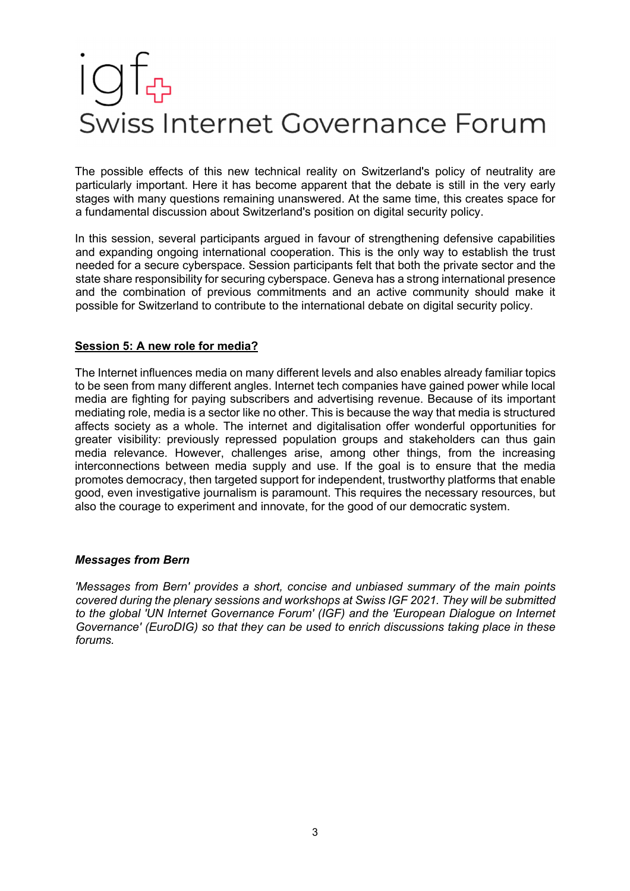The possible effects of this new technical reality on Switzerland's policy of neutrality are particularly important. Here it has become apparent that the debate is still in the very early stages with many questions remaining unanswered. At the same time, this creates space for a fundamental discussion about Switzerland's position on digital security policy.

In this session, several participants argued in favour of strengthening defensive capabilities and expanding ongoing international cooperation. This is the only way to establish the trust needed for a secure cyberspace. Session participants felt that both the private sector and the state share responsibility for securing cyberspace. Geneva has a strong international presence and the combination of previous commitments and an active community should make it possible for Switzerland to contribute to the international debate on digital security policy.

## Session 5: A new role for media?

The Internet influences media on many different levels and also enables already familiar topics to be seen from many different angles. Internet tech companies have gained power while local media are fighting for paying subscribers and advertising revenue. Because of its important mediating role, media is a sector like no other. This is because the way that media is structured affects society as a whole. The internet and digitalisation offer wonderful opportunities for greater visibility: previously repressed population groups and stakeholders can thus gain media relevance. However, challenges arise, among other things, from the increasing interconnections between media supply and use. If the goal is to ensure that the media promotes democracy, then targeted support for independent, trustworthy platforms that enable good, even investigative journalism is paramount. This requires the necessary resources, but also the courage to experiment and innovate, for the good of our democratic system.

### *Messages from Bern*

*'Messages from Bern' provides a short, concise and unbiased summary of the main points covered during the plenary sessions and workshops at Swiss IGF 2021. They will be submitted to the global 'UN Internet Governance Forum' (IGF) and the 'European Dialogue on Internet Governance' (EuroDIG) so that they can be used to enrich discussions taking place in these forums.*